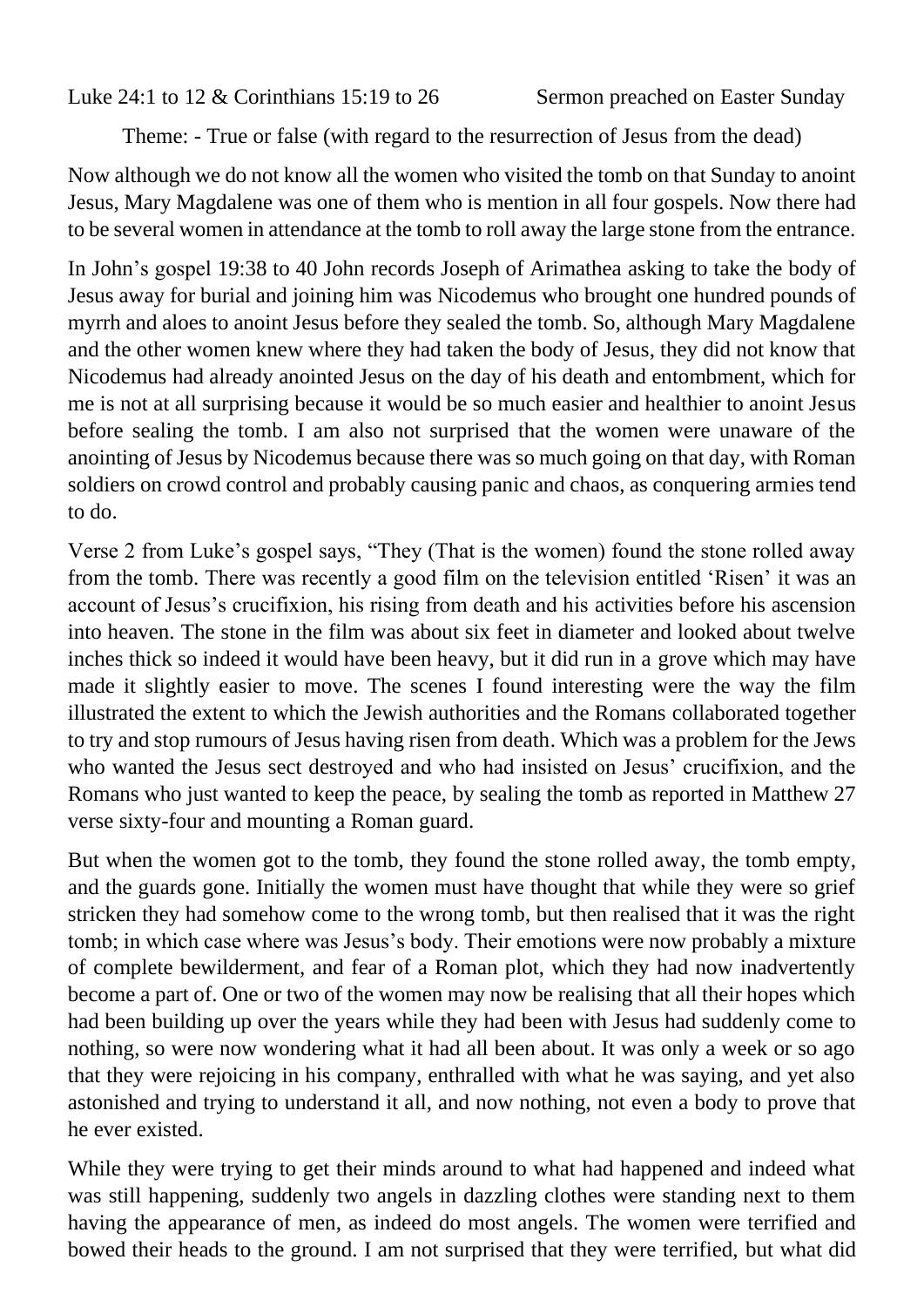Luke 24:1 to 12 & Corinthians 15:19 to 26 Sermon preached on Easter Sunday

Theme: - True or false (with regard to the resurrection of Jesus from the dead)

Now although we do not know all the women who visited the tomb on that Sunday to anoint Jesus, Mary Magdalene was one of them who is mention in all four gospels. Now there had to be several women in attendance at the tomb to roll away the large stone from the entrance.

In John's gospel 19:38 to 40 John records Joseph of Arimathea asking to take the body of Jesus away for burial and joining him was Nicodemus who brought one hundred pounds of myrrh and aloes to anoint Jesus before they sealed the tomb. So, although Mary Magdalene and the other women knew where they had taken the body of Jesus, they did not know that Nicodemus had already anointed Jesus on the day of his death and entombment, which for me is not at all surprising because it would be so much easier and healthier to anoint Jesus before sealing the tomb. I am also not surprised that the women were unaware of the anointing of Jesus by Nicodemus because there was so much going on that day, with Roman soldiers on crowd control and probably causing panic and chaos, as conquering armies tend to do.

Verse 2 from Luke's gospel says, "They (That is the women) found the stone rolled away from the tomb. There was recently a good film on the television entitled 'Risen' it was an account of Jesus's crucifixion, his rising from death and his activities before his ascension into heaven. The stone in the film was about six feet in diameter and looked about twelve inches thick so indeed it would have been heavy, but it did run in a grove which may have made it slightly easier to move. The scenes I found interesting were the way the film illustrated the extent to which the Jewish authorities and the Romans collaborated together to try and stop rumours of Jesus having risen from death. Which was a problem for the Jews who wanted the Jesus sect destroyed and who had insisted on Jesus' crucifixion, and the Romans who just wanted to keep the peace, by sealing the tomb as reported in Matthew 27 verse sixty-four and mounting a Roman guard.

But when the women got to the tomb, they found the stone rolled away, the tomb empty, and the guards gone. Initially the women must have thought that while they were so grief stricken they had somehow come to the wrong tomb, but then realised that it was the right tomb; in which case where was Jesus's body. Their emotions were now probably a mixture of complete bewilderment, and fear of a Roman plot, which they had now inadvertently become a part of. One or two of the women may now be realising that all their hopes which had been building up over the years while they had been with Jesus had suddenly come to nothing, so were now wondering what it had all been about. It was only a week or so ago that they were rejoicing in his company, enthralled with what he was saying, and yet also astonished and trying to understand it all, and now nothing, not even a body to prove that he ever existed.

While they were trying to get their minds around to what had happened and indeed what was still happening, suddenly two angels in dazzling clothes were standing next to them having the appearance of men, as indeed do most angels. The women were terrified and bowed their heads to the ground. I am not surprised that they were terrified, but what did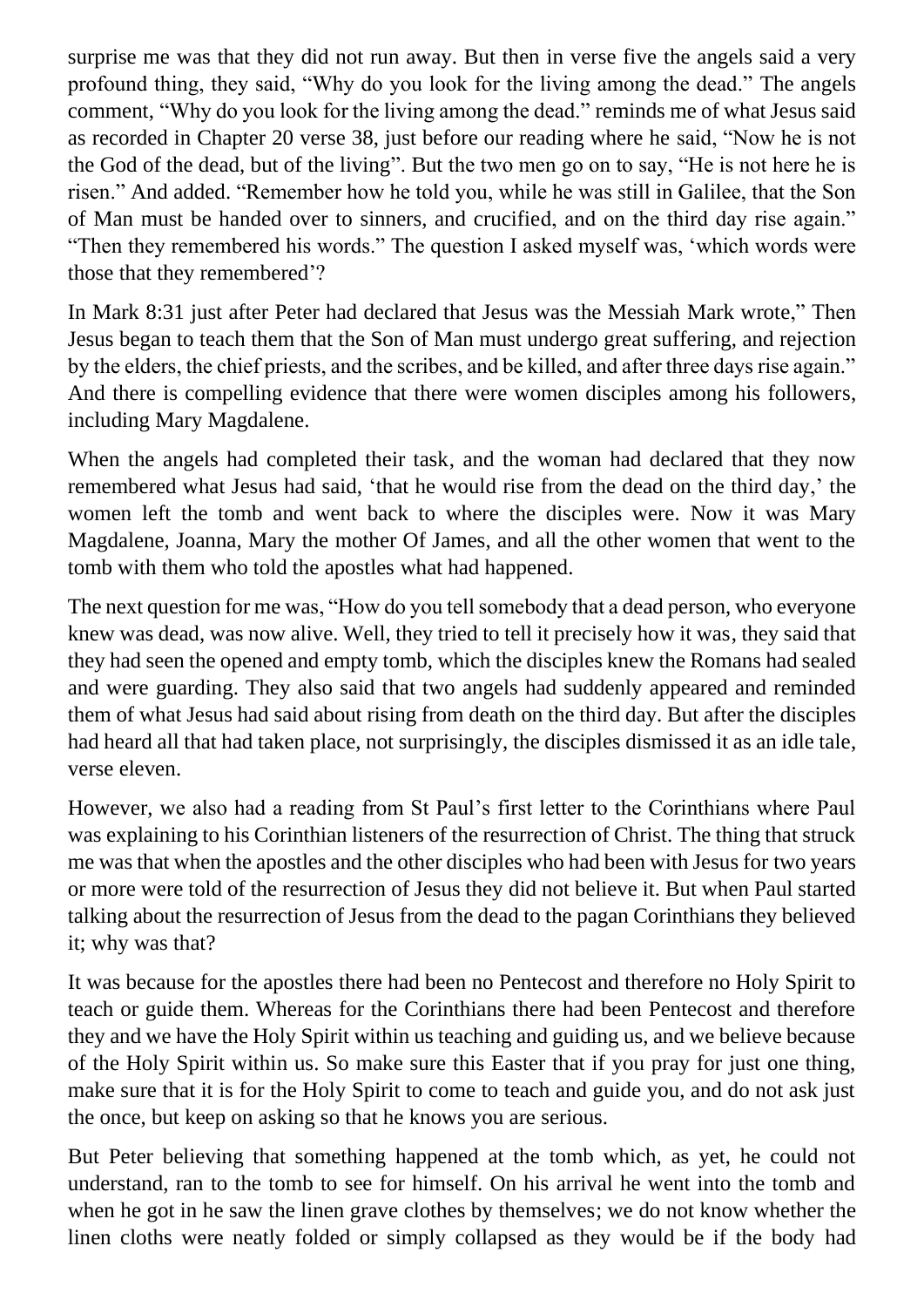surprise me was that they did not run away. But then in verse five the angels said a very profound thing, they said, "Why do you look for the living among the dead." The angels comment, "Why do you look for the living among the dead." reminds me of what Jesus said as recorded in Chapter 20 verse 38, just before our reading where he said, "Now he is not the God of the dead, but of the living". But the two men go on to say, "He is not here he is risen." And added. "Remember how he told you, while he was still in Galilee, that the Son of Man must be handed over to sinners, and crucified, and on the third day rise again." "Then they remembered his words." The question I asked myself was, 'which words were those that they remembered'?

In Mark 8:31 just after Peter had declared that Jesus was the Messiah Mark wrote," Then Jesus began to teach them that the Son of Man must undergo great suffering, and rejection by the elders, the chief priests, and the scribes, and be killed, and after three days rise again." And there is compelling evidence that there were women disciples among his followers, including Mary Magdalene.

When the angels had completed their task, and the woman had declared that they now remembered what Jesus had said, 'that he would rise from the dead on the third day,' the women left the tomb and went back to where the disciples were. Now it was Mary Magdalene, Joanna, Mary the mother Of James, and all the other women that went to the tomb with them who told the apostles what had happened.

The next question for me was, "How do you tell somebody that a dead person, who everyone knew was dead, was now alive. Well, they tried to tell it precisely how it was, they said that they had seen the opened and empty tomb, which the disciples knew the Romans had sealed and were guarding. They also said that two angels had suddenly appeared and reminded them of what Jesus had said about rising from death on the third day. But after the disciples had heard all that had taken place, not surprisingly, the disciples dismissed it as an idle tale, verse eleven.

However, we also had a reading from St Paul's first letter to the Corinthians where Paul was explaining to his Corinthian listeners of the resurrection of Christ. The thing that struck me was that when the apostles and the other disciples who had been with Jesus for two years or more were told of the resurrection of Jesus they did not believe it. But when Paul started talking about the resurrection of Jesus from the dead to the pagan Corinthians they believed it; why was that?

It was because for the apostles there had been no Pentecost and therefore no Holy Spirit to teach or guide them. Whereas for the Corinthians there had been Pentecost and therefore they and we have the Holy Spirit within us teaching and guiding us, and we believe because of the Holy Spirit within us. So make sure this Easter that if you pray for just one thing, make sure that it is for the Holy Spirit to come to teach and guide you, and do not ask just the once, but keep on asking so that he knows you are serious.

But Peter believing that something happened at the tomb which, as yet, he could not understand, ran to the tomb to see for himself. On his arrival he went into the tomb and when he got in he saw the linen grave clothes by themselves; we do not know whether the linen cloths were neatly folded or simply collapsed as they would be if the body had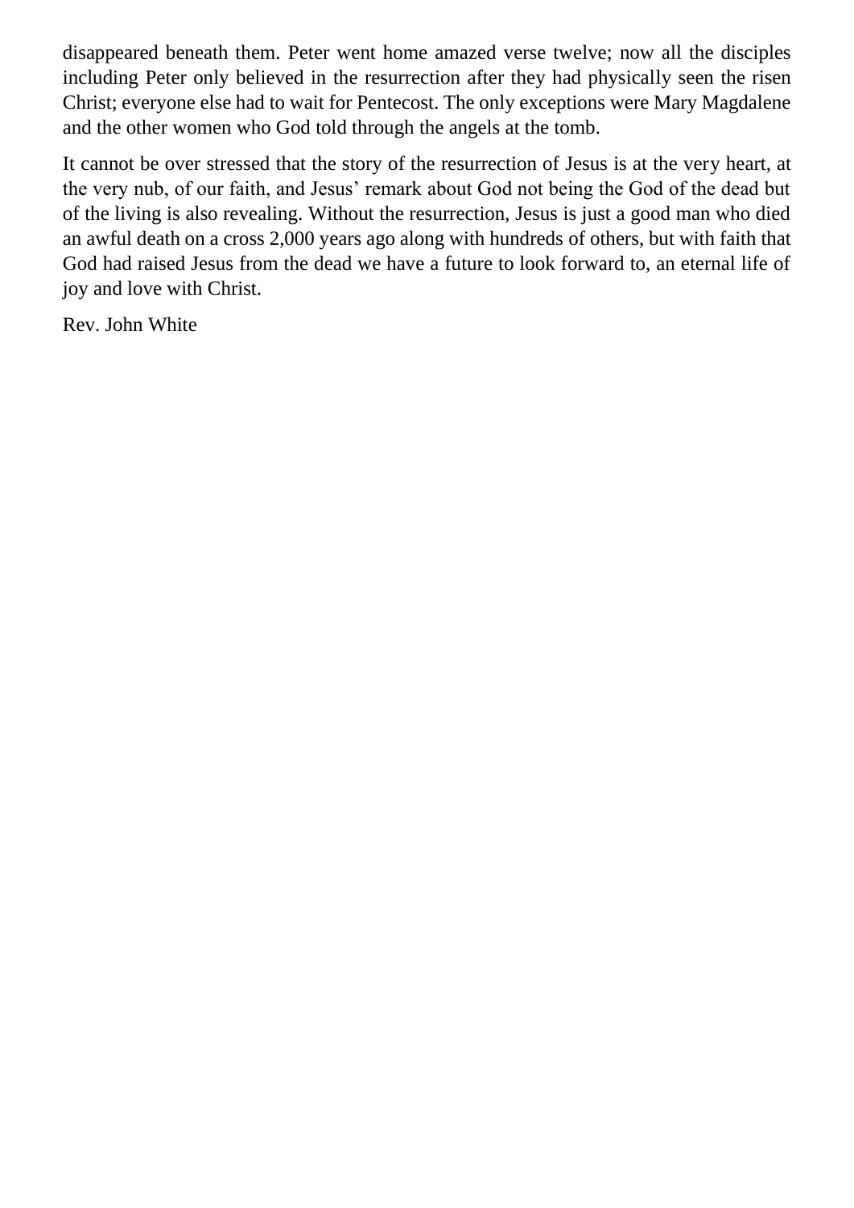disappeared beneath them. Peter went home amazed verse twelve; now all the disciples including Peter only believed in the resurrection after they had physically seen the risen Christ; everyone else had to wait for Pentecost. The only exceptions were Mary Magdalene and the other women who God told through the angels at the tomb.

It cannot be over stressed that the story of the resurrection of Jesus is at the very heart, at the very nub, of our faith, and Jesus' remark about God not being the God of the dead but of the living is also revealing. Without the resurrection, Jesus is just a good man who died an awful death on a cross 2,000 years ago along with hundreds of others, but with faith that God had raised Jesus from the dead we have a future to look forward to, an eternal life of joy and love with Christ.

Rev. John White